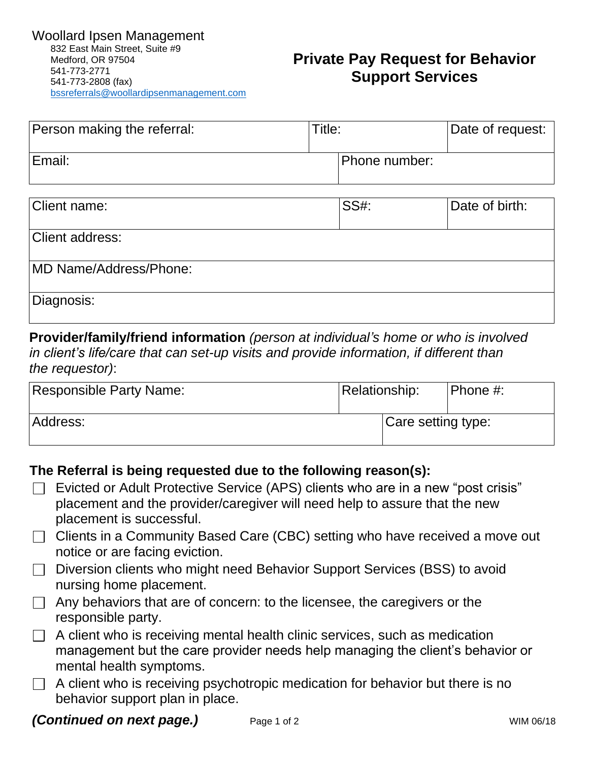Woollard Ipsen Management
832 East Main Street, Suite #9
Medford, OR 97504
541-773-2771
541-773-2808 (fax)
bssreferrals@woollardipsenmanagement.com

# Private Pay Request for Behavior Support Services

| Person making the referral: | Title: | Date of request: |
|---|---|---|
| Email: | Phone number: | |

| Client name: | SS#: | Date of birth: |
|---|---|---|
| Client address: | | |
| MD Name/Address/Phone: | | |
| Diagnosis: | | |

**Provider/family/friend information** *(person at individual's home or who is involved in client's life/care that can set-up visits and provide information, if different than the requestor)*:

| Responsible Party Name: | Relationship: | Phone #: |
|---|---|---|
| Address: | Care setting type: | |

## The Referral is being requested due to the following reason(s):

- ☐ Evicted or Adult Protective Service (APS) clients who are in a new "post crisis" placement and the provider/caregiver will need help to assure that the new placement is successful.
- ☐ Clients in a Community Based Care (CBC) setting who have received a move out notice or are facing eviction.
- ☐ Diversion clients who might need Behavior Support Services (BSS) to avoid nursing home placement.
- ☐ Any behaviors that are of concern: to the licensee, the caregivers or the responsible party.
- ☐ A client who is receiving mental health clinic services, such as medication management but the care provider needs help managing the client's behavior or mental health symptoms.
- ☐ A client who is receiving psychotropic medication for behavior but there is no behavior support plan in place.

***(Continued on next page.)***

WIM 06/18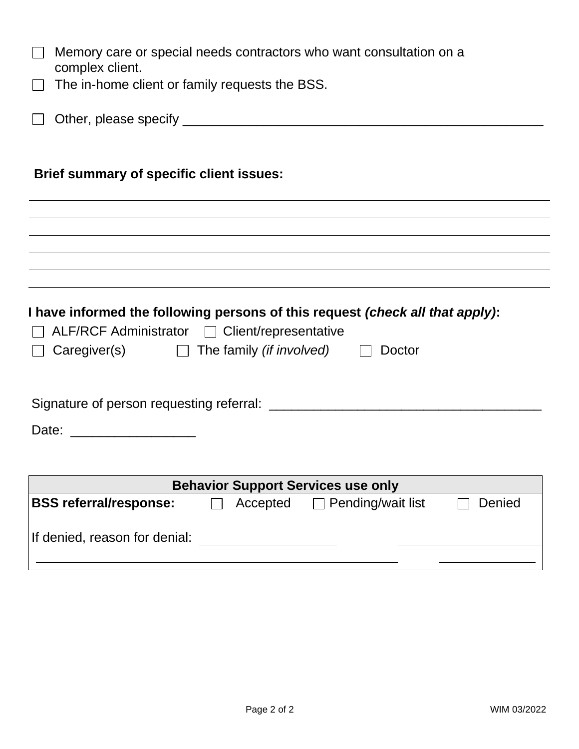- ☐ Memory care or special needs contractors who want consultation on a complex client.
- ☐ The in-home client or family requests the BSS.
- ☐ Other, please specify ___________________________________________________

**Brief summary of specific client issues:**

______________________________________________________________________

______________________________________________________________________

______________________________________________________________________

______________________________________________________________________

______________________________________________________________________

______________________________________________________________________

**I have informed the following persons of this request *(check all that apply)*:**

☐ ALF/RCF Administrator ☐ Client/representative

☐ Caregiver(s) ☐ The family *(if involved)* ☐ Doctor

Signature of person requesting referral: ____________________________________

Date: _________________

| **Behavior Support Services use only** | | | |
|---|---|---|---|
| **BSS referral/response:** | ☐ Accepted | ☐ Pending/wait list | ☐ Denied |
| If denied, reason for denial: ____________________ | | | |
| ______________________________________________________ | | | |